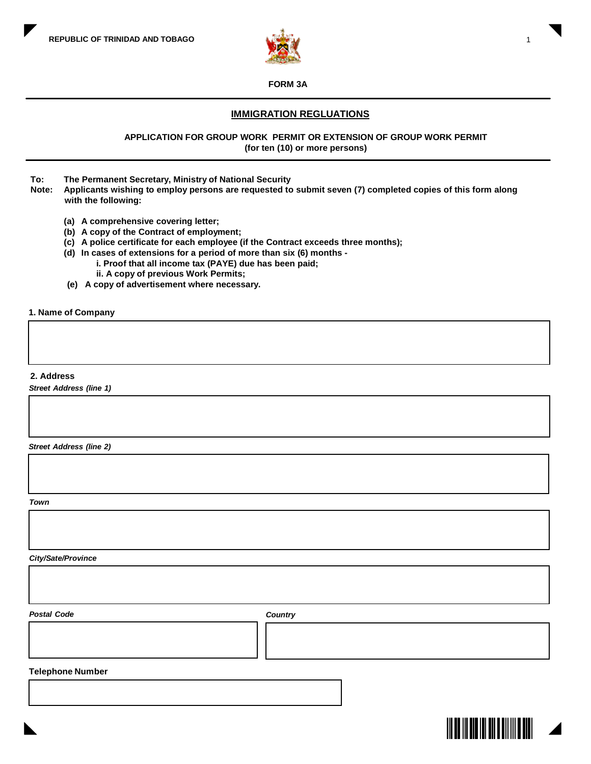REPUBLIC OF TRINIDAD AND TOBAGO

**FORM 3A**

## IMMIGRATION REGLUATIONS

### APPLICATION FOR GROUP WORK PERMIT OR EXTENSION OF GROUP WORK PERMIT
**(for ten (10) or more persons)**

**To:** **The Permanent Secretary, Ministry of National Security**

**Note:** **Applicants wishing to employ persons are requested to submit seven (7) completed copies of this form along with the following:**

- **(a) A comprehensive covering letter;**
- **(b) A copy of the Contract of employment;**
- **(c) A police certificate for each employee (if the Contract exceeds three months);**
- **(d) In cases of extensions for a period of more than six (6) months -**
  - **i. Proof that all income tax (PAYE) due has been paid;**
  - **ii. A copy of previous Work Permits;**
- **(e) A copy of advertisement where necessary.**

**1. Name of Company**

**2. Address**

***Street Address (line 1)***

***Street Address (line 2)***

***Town***

***City/Sate/Province***

***Postal Code***

***Country***

**Telephone Number**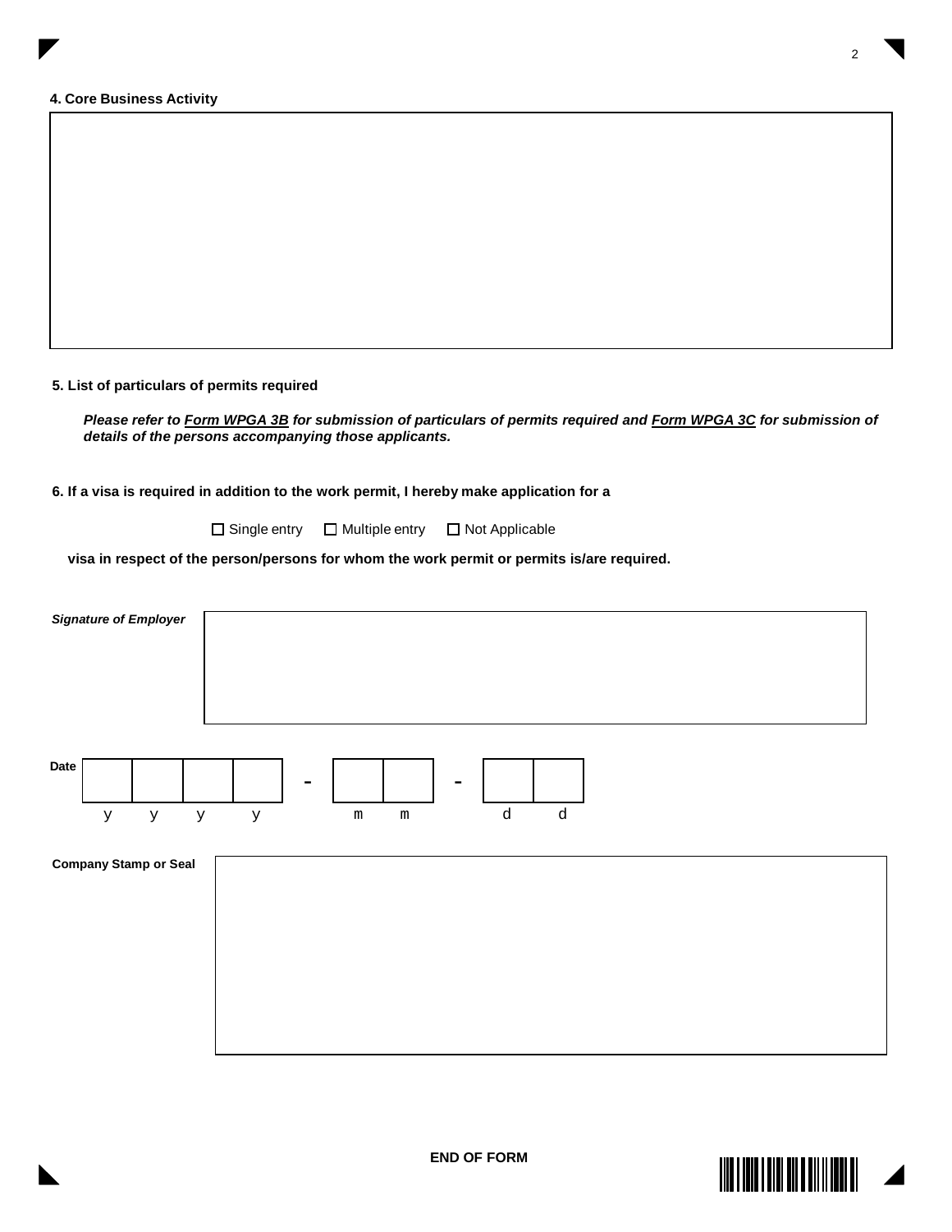**4. Core Business Activity**

**5. List of particulars of permits required**

***Please refer to Form WPGA 3B for submission of particulars of permits required and Form WPGA 3C for submission of details of the persons accompanying those applicants.***

**6. If a visa is required in addition to the work permit, I hereby make application for a**

☐ Single entry ☐ Multiple entry ☐ Not Applicable

**visa in respect of the person/persons for whom the work permit or permits is/are required.**

***Signature of Employer***

**Date** y y y y - m m - d d

**Company Stamp or Seal**

**END OF FORM**